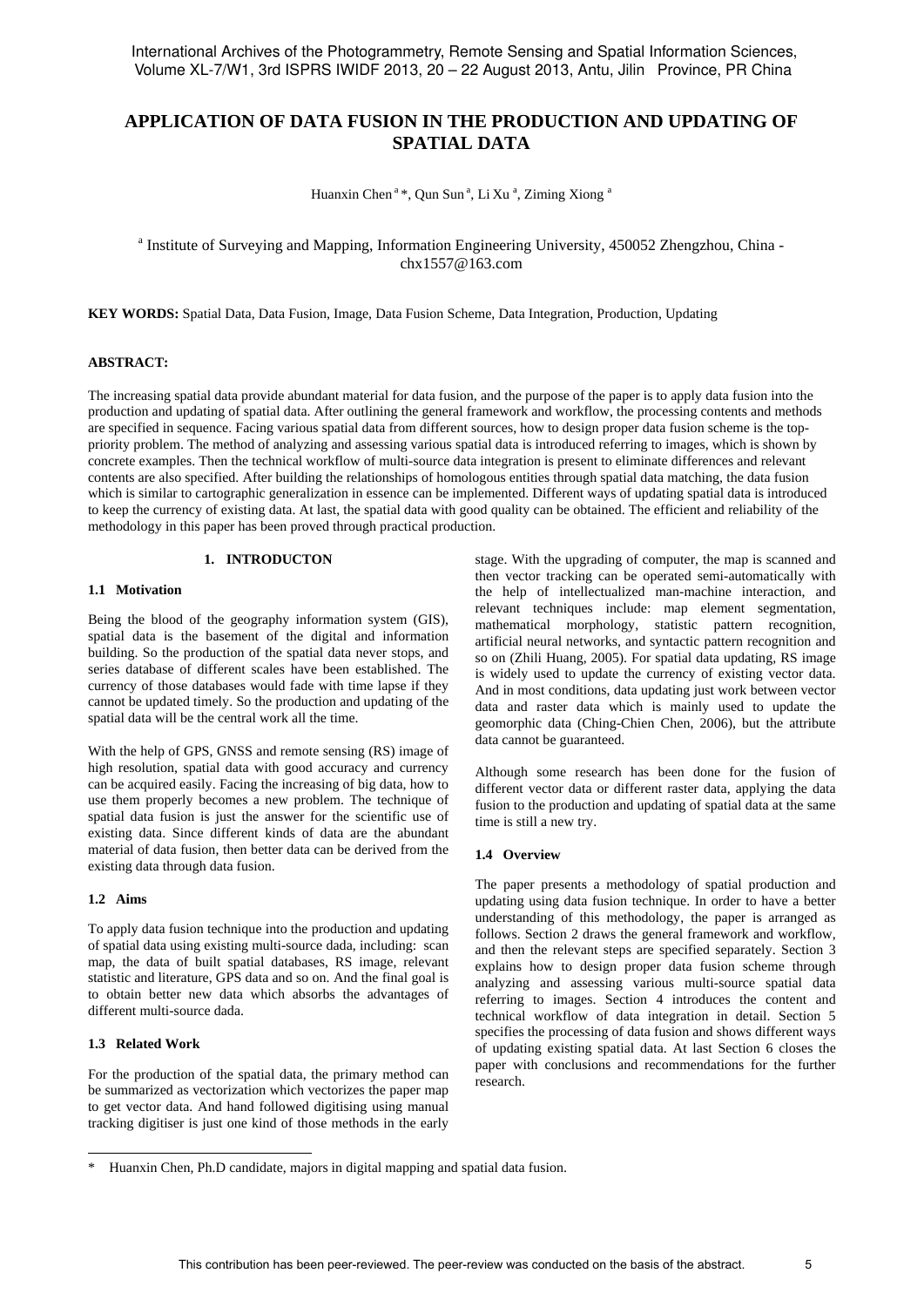# APPLICATION OF DATA FUSION IN THE PRODUCTION AND UPDATING OF SPATIAL DATA

Huanxin Chen [a] *, Qun Sun [a], Li Xu [a], Ziming Xiong [a]

[a] Institute of Surveying and Mapping, Information Engineering University, 450052 Zhengzhou, China - chx1557@163.com

**KEY WORDS:** Spatial Data, Data Fusion, Image, Data Fusion Scheme, Data Integration, Production, Updating

**ABSTRACT:**

The increasing spatial data provide abundant material for data fusion, and the purpose of the paper is to apply data fusion into the production and updating of spatial data. After outlining the general framework and workflow, the processing contents and methods are specified in sequence. Facing various spatial data from different sources, how to design proper data fusion scheme is the top-priority problem. The method of analyzing and assessing various spatial data is introduced referring to images, which is shown by concrete examples. Then the technical workflow of multi-source data integration is present to eliminate differences and relevant contents are also specified. After building the relationships of homologous entities through spatial data matching, the data fusion which is similar to cartographic generalization in essence can be implemented. Different ways of updating spatial data is introduced to keep the currency of existing data. At last, the spatial data with good quality can be obtained. The efficient and reliability of the methodology in this paper has been proved through practical production.

## 1. INTRODUCTON

### 1.1 Motivation

Being the blood of the geography information system (GIS), spatial data is the basement of the digital and information building. So the production of the spatial data never stops, and series database of different scales have been established. The currency of those databases would fade with time lapse if they cannot be updated timely. So the production and updating of the spatial data will be the central work all the time.

With the help of GPS, GNSS and remote sensing (RS) image of high resolution, spatial data with good accuracy and currency can be acquired easily. Facing the increasing of big data, how to use them properly becomes a new problem. The technique of spatial data fusion is just the answer for the scientific use of existing data. Since different kinds of data are the abundant material of data fusion, then better data can be derived from the existing data through data fusion.

### 1.2 Aims

To apply data fusion technique into the production and updating of spatial data using existing multi-source dada, including: scan map, the data of built spatial databases, RS image, relevant statistic and literature, GPS data and so on. And the final goal is to obtain better new data which absorbs the advantages of different multi-source dada.

### 1.3 Related Work

For the production of the spatial data, the primary method can be summarized as vectorization which vectorizes the paper map to get vector data. And hand followed digitising using manual tracking digitiser is just one kind of those methods in the early stage. With the upgrading of computer, the map is scanned and then vector tracking can be operated semi-automatically with the help of intellectualized man-machine interaction, and relevant techniques include: map element segmentation, mathematical morphology, statistic pattern recognition, artificial neural networks, and syntactic pattern recognition and so on (Zhili Huang, 2005). For spatial data updating, RS image is widely used to update the currency of existing vector data. And in most conditions, data updating just work between vector data and raster data which is mainly used to update the geomorphic data (Ching-Chien Chen, 2006), but the attribute data cannot be guaranteed.

Although some research has been done for the fusion of different vector data or different raster data, applying the data fusion to the production and updating of spatial data at the same time is still a new try.

### 1.4 Overview

The paper presents a methodology of spatial production and updating using data fusion technique. In order to have a better understanding of this methodology, the paper is arranged as follows. Section 2 draws the general framework and workflow, and then the relevant steps are specified separately. Section 3 explains how to design proper data fusion scheme through analyzing and assessing various multi-source spatial data referring to images. Section 4 introduces the content and technical workflow of data integration in detail. Section 5 specifies the processing of data fusion and shows different ways of updating existing spatial data. At last Section 6 closes the paper with conclusions and recommendations for the further research.

---

\* Huanxin Chen, Ph.D candidate, majors in digital mapping and spatial data fusion.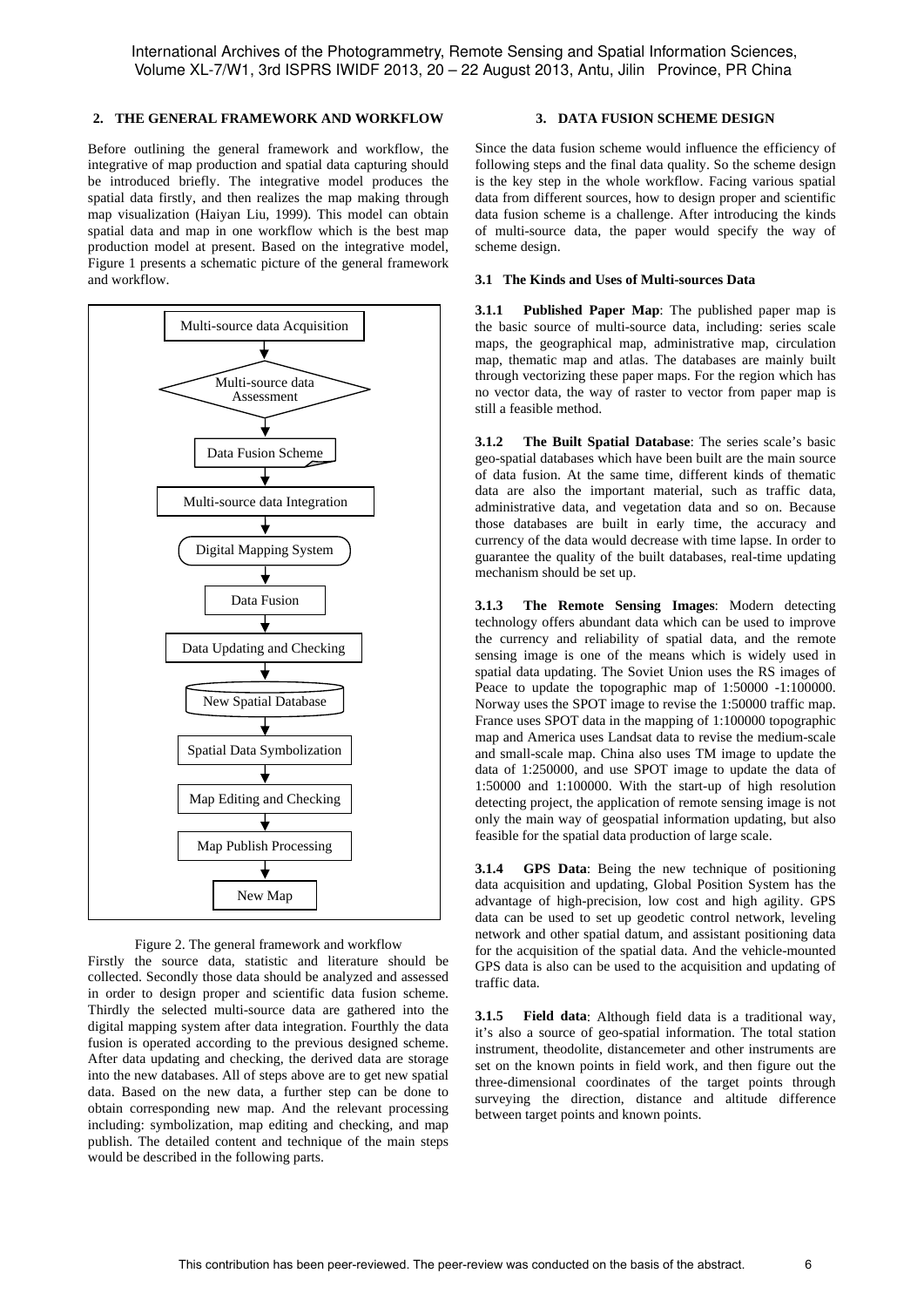## 2. THE GENERAL FRAMEWORK AND WORKFLOW

Before outlining the general framework and workflow, the integrative of map production and spatial data capturing should be introduced briefly. The integrative model produces the spatial data firstly, and then realizes the map making through map visualization (Haiyan Liu, 1999). This model can obtain spatial data and map in one workflow which is the best map production model at present. Based on the integrative model, Figure 1 presents a schematic picture of the general framework and workflow.

Multi-source data Acquisition → Multi-source data Assessment → Data Fusion Scheme → Multi-source data Integration → Digital Mapping System → Data Fusion → Data Updating and Checking → New Spatial Database → Spatial Data Symbolization → Map Editing and Checking → Map Publish Processing → New Map

Figure 2. The general framework and workflow

Firstly the source data, statistic and literature should be collected. Secondly those data should be analyzed and assessed in order to design proper and scientific data fusion scheme. Thirdly the selected multi-source data are gathered into the digital mapping system after data integration. Fourthly the data fusion is operated according to the previous designed scheme. After data updating and checking, the derived data are storage into the new databases. All of steps above are to get new spatial data. Based on the new data, a further step can be done to obtain corresponding new map. And the relevant processing including: symbolization, map editing and checking, and map publish. The detailed content and technique of the main steps would be described in the following parts.

## 3. DATA FUSION SCHEME DESIGN

Since the data fusion scheme would influence the efficiency of following steps and the final data quality. So the scheme design is the key step in the whole workflow. Facing various spatial data from different sources, how to design proper and scientific data fusion scheme is a challenge. After introducing the kinds of multi-source data, the paper would specify the way of scheme design.

### 3.1 The Kinds and Uses of Multi-sources Data

**3.1.1 Published Paper Map**: The published paper map is the basic source of multi-source data, including: series scale maps, the geographical map, administrative map, circulation map, thematic map and atlas. The databases are mainly built through vectorizing these paper maps. For the region which has no vector data, the way of raster to vector from paper map is still a feasible method.

**3.1.2 The Built Spatial Database**: The series scale's basic geo-spatial databases which have been built are the main source of data fusion. At the same time, different kinds of thematic data are also the important material, such as traffic data, administrative data, and vegetation data and so on. Because those databases are built in early time, the accuracy and currency of the data would decrease with time lapse. In order to guarantee the quality of the built databases, real-time updating mechanism should be set up.

**3.1.3 The Remote Sensing Images**: Modern detecting technology offers abundant data which can be used to improve the currency and reliability of spatial data, and the remote sensing image is one of the means which is widely used in spatial data updating. The Soviet Union uses the RS images of Peace to update the topographic map of 1:50000 -1:100000. Norway uses the SPOT image to revise the 1:50000 traffic map. France uses SPOT data in the mapping of 1:100000 topographic map and America uses Landsat data to revise the medium-scale and small-scale map. China also uses TM image to update the data of 1:250000, and use SPOT image to update the data of 1:50000 and 1:100000. With the start-up of high resolution detecting project, the application of remote sensing image is not only the main way of geospatial information updating, but also feasible for the spatial data production of large scale.

**3.1.4 GPS Data**: Being the new technique of positioning data acquisition and updating, Global Position System has the advantage of high-precision, low cost and high agility. GPS data can be used to set up geodetic control network, leveling network and other spatial datum, and assistant positioning data for the acquisition of the spatial data. And the vehicle-mounted GPS data is also can be used to the acquisition and updating of traffic data.

**3.1.5 Field data**: Although field data is a traditional way, it's also a source of geo-spatial information. The total station instrument, theodolite, distancemeter and other instruments are set on the known points in field work, and then figure out the three-dimensional coordinates of the target points through surveying the direction, distance and altitude difference between target points and known points.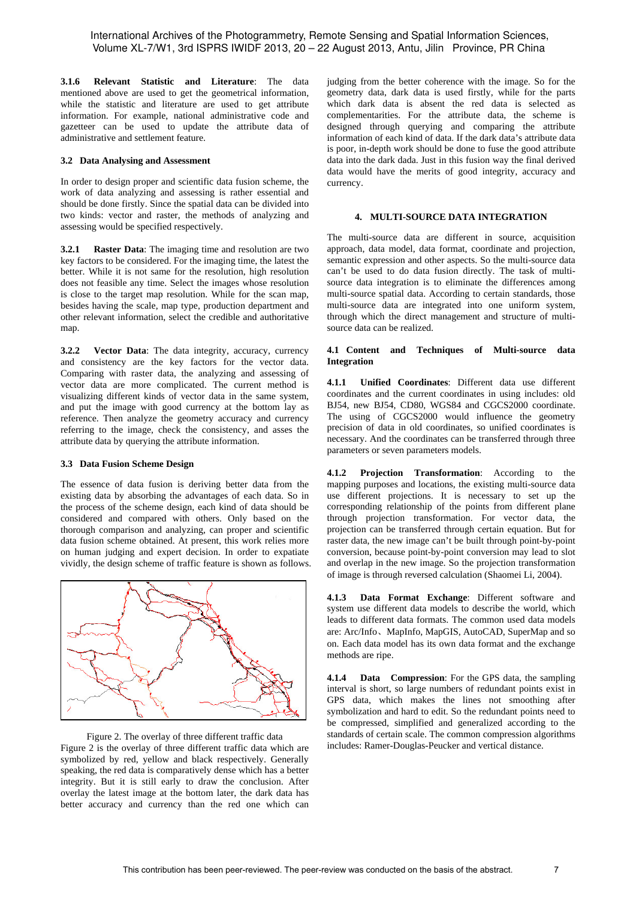**3.1.6 Relevant Statistic and Literature**: The data mentioned above are used to get the geometrical information, while the statistic and literature are used to get attribute information. For example, national administrative code and gazetteer can be used to update the attribute data of administrative and settlement feature.

### 3.2 Data Analysing and Assessment

In order to design proper and scientific data fusion scheme, the work of data analyzing and assessing is rather essential and should be done firstly. Since the spatial data can be divided into two kinds: vector and raster, the methods of analyzing and assessing would be specified respectively.

**3.2.1 Raster Data**: The imaging time and resolution are two key factors to be considered. For the imaging time, the latest the better. While it is not same for the resolution, high resolution does not feasible any time. Select the images whose resolution is close to the target map resolution. While for the scan map, besides having the scale, map type, production department and other relevant information, select the credible and authoritative map.

**3.2.2 Vector Data**: The data integrity, accuracy, currency and consistency are the key factors for the vector data. Comparing with raster data, the analyzing and assessing of vector data are more complicated. The current method is visualizing different kinds of vector data in the same system, and put the image with good currency at the bottom lay as reference. Then analyze the geometry accuracy and currency referring to the image, check the consistency, and asses the attribute data by querying the attribute information.

### 3.3 Data Fusion Scheme Design

The essence of data fusion is deriving better data from the existing data by absorbing the advantages of each data. So in the process of the scheme design, each kind of data should be considered and compared with others. Only based on the thorough comparison and analyzing, can proper and scientific data fusion scheme obtained. At present, this work relies more on human judging and expert decision. In order to expatiate vividly, the design scheme of traffic feature is shown as follows.

Figure 2. The overlay of three different traffic data

Figure 2 is the overlay of three different traffic data which are symbolized by red, yellow and black respectively. Generally speaking, the red data is comparatively dense which has a better integrity. But it is still early to draw the conclusion. After overlay the latest image at the bottom later, the dark data has better accuracy and currency than the red one which can judging from the better coherence with the image. So for the geometry data, dark data is used firstly, while for the parts which dark data is absent the red data is selected as complementarities. For the attribute data, the scheme is designed through querying and comparing the attribute information of each kind of data. If the dark data's attribute data is poor, in-depth work should be done to fuse the good attribute data into the dark dada. Just in this fusion way the final derived data would have the merits of good integrity, accuracy and currency.

## 4. MULTI-SOURCE DATA INTEGRATION

The multi-source data are different in source, acquisition approach, data model, data format, coordinate and projection, semantic expression and other aspects. So the multi-source data can't be used to do data fusion directly. The task of multi-source data integration is to eliminate the differences among multi-source spatial data. According to certain standards, those multi-source data are integrated into one uniform system, through which the direct management and structure of multi-source data can be realized.

### 4.1 Content and Techniques of Multi-source data Integration

**4.1.1 Unified Coordinates**: Different data use different coordinates and the current coordinates in using includes: old BJ54, new BJ54, CD80, WGS84 and CGCS2000 coordinate. The using of CGCS2000 would influence the geometry precision of data in old coordinates, so unified coordinates is necessary. And the coordinates can be transferred through three parameters or seven parameters models.

**4.1.2 Projection Transformation**: According to the mapping purposes and locations, the existing multi-source data use different projections. It is necessary to set up the corresponding relationship of the points from different plane through projection transformation. For vector data, the projection can be transferred through certain equation. But for raster data, the new image can't be built through point-by-point conversion, because point-by-point conversion may lead to slot and overlap in the new image. So the projection transformation of image is through reversed calculation (Shaomei Li, 2004).

**4.1.3 Data Format Exchange**: Different software and system use different data models to describe the world, which leads to different data formats. The common used data models are: Arc/Info、MapInfo, MapGIS, AutoCAD, SuperMap and so on. Each data model has its own data format and the exchange methods are ripe.

**4.1.4 Data Compression**: For the GPS data, the sampling interval is short, so large numbers of redundant points exist in GPS data, which makes the lines not smoothing after symbolization and hard to edit. So the redundant points need to be compressed, simplified and generalized according to the standards of certain scale. The common compression algorithms includes: Ramer-Douglas-Peucker and vertical distance.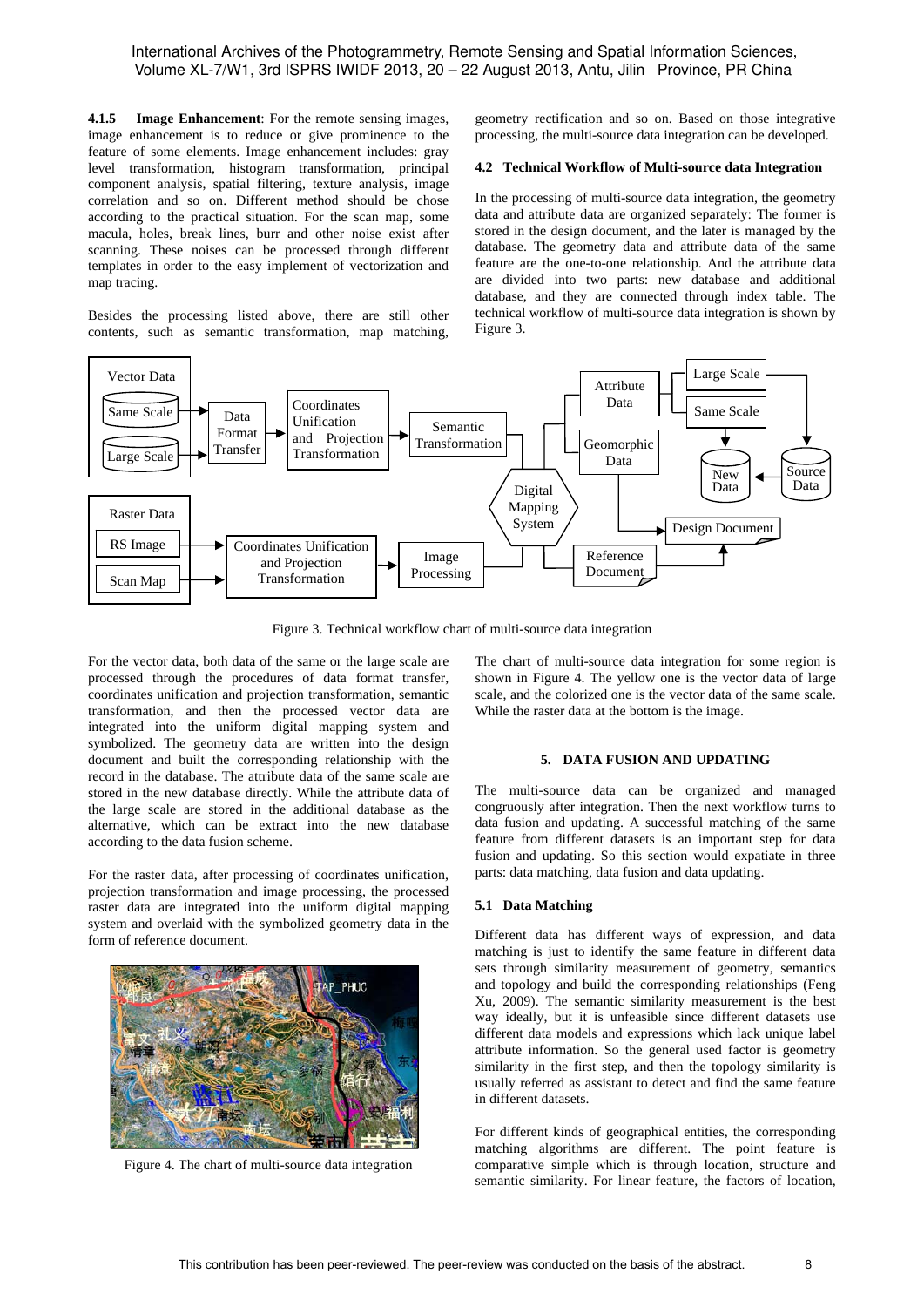**4.1.5 Image Enhancement**: For the remote sensing images, image enhancement is to reduce or give prominence to the feature of some elements. Image enhancement includes: gray level transformation, histogram transformation, principal component analysis, spatial filtering, texture analysis, image correlation and so on. Different method should be chose according to the practical situation. For the scan map, some macula, holes, break lines, burr and other noise exist after scanning. These noises can be processed through different templates in order to the easy implement of vectorization and map tracing.

Besides the processing listed above, there are still other contents, such as semantic transformation, map matching, geometry rectification and so on. Based on those integrative processing, the multi-source data integration can be developed.

### 4.2 Technical Workflow of Multi-source data Integration

In the processing of multi-source data integration, the geometry data and attribute data are organized separately: The former is stored in the design document, and the later is managed by the database. The geometry data and attribute data of the same feature are the one-to-one relationship. And the attribute data are divided into two parts: new database and additional database, and they are connected through index table. The technical workflow of multi-source data integration is shown by Figure 3.

Figure 3. Technical workflow chart of multi-source data integration

For the vector data, both data of the same or the large scale are processed through the procedures of data format transfer, coordinates unification and projection transformation, semantic transformation, and then the processed vector data are integrated into the uniform digital mapping system and symbolized. The geometry data are written into the design document and built the corresponding relationship with the record in the database. The attribute data of the same scale are stored in the new database directly. While the attribute data of the large scale are stored in the additional database as the alternative, which can be extract into the new database according to the data fusion scheme.

For the raster data, after processing of coordinates unification, projection transformation and image processing, the processed raster data are integrated into the uniform digital mapping system and overlaid with the symbolized geometry data in the form of reference document.

Figure 4. The chart of multi-source data integration

The chart of multi-source data integration for some region is shown in Figure 4. The yellow one is the vector data of large scale, and the colorized one is the vector data of the same scale. While the raster data at the bottom is the image.

## 5. DATA FUSION AND UPDATING

The multi-source data can be organized and managed congruously after integration. Then the next workflow turns to data fusion and updating. A successful matching of the same feature from different datasets is an important step for data fusion and updating. So this section would expatiate in three parts: data matching, data fusion and data updating.

### 5.1 Data Matching

Different data has different ways of expression, and data matching is just to identify the same feature in different data sets through similarity measurement of geometry, semantics and topology and build the corresponding relationships (Feng Xu, 2009). The semantic similarity measurement is the best way ideally, but it is unfeasible since different datasets use different data models and expressions which lack unique label attribute information. So the general used factor is geometry similarity in the first step, and then the topology similarity is usually referred as assistant to detect and find the same feature in different datasets.

For different kinds of geographical entities, the corresponding matching algorithms are different. The point feature is comparative simple which is through location, structure and semantic similarity. For linear feature, the factors of location,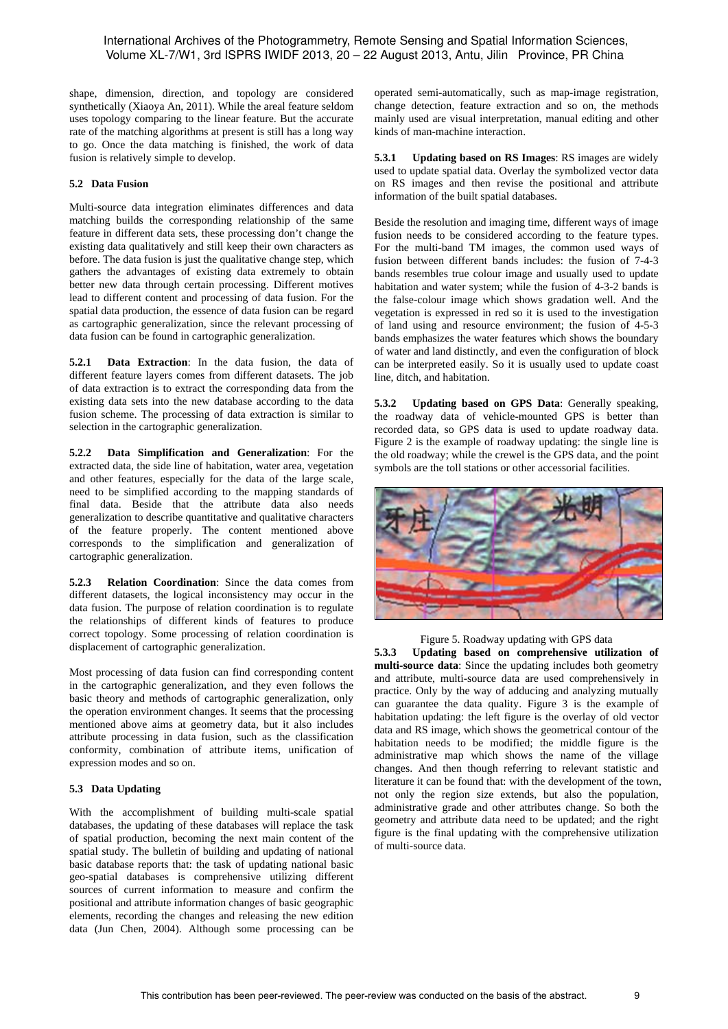shape, dimension, direction, and topology are considered synthetically (Xiaoya An, 2011). While the areal feature seldom uses topology comparing to the linear feature. But the accurate rate of the matching algorithms at present is still has a long way to go. Once the data matching is finished, the work of data fusion is relatively simple to develop.

### 5.2 Data Fusion

Multi-source data integration eliminates differences and data matching builds the corresponding relationship of the same feature in different data sets, these processing don't change the existing data qualitatively and still keep their own characters as before. The data fusion is just the qualitative change step, which gathers the advantages of existing data extremely to obtain better new data through certain processing. Different motives lead to different content and processing of data fusion. For the spatial data production, the essence of data fusion can be regard as cartographic generalization, since the relevant processing of data fusion can be found in cartographic generalization.

**5.2.1 Data Extraction**: In the data fusion, the data of different feature layers comes from different datasets. The job of data extraction is to extract the corresponding data from the existing data sets into the new database according to the data fusion scheme. The processing of data extraction is similar to selection in the cartographic generalization.

**5.2.2 Data Simplification and Generalization**: For the extracted data, the side line of habitation, water area, vegetation and other features, especially for the data of the large scale, need to be simplified according to the mapping standards of final data. Beside that the attribute data also needs generalization to describe quantitative and qualitative characters of the feature properly. The content mentioned above corresponds to the simplification and generalization of cartographic generalization.

**5.2.3 Relation Coordination**: Since the data comes from different datasets, the logical inconsistency may occur in the data fusion. The purpose of relation coordination is to regulate the relationships of different kinds of features to produce correct topology. Some processing of relation coordination is displacement of cartographic generalization.

Most processing of data fusion can find corresponding content in the cartographic generalization, and they even follows the basic theory and methods of cartographic generalization, only the operation environment changes. It seems that the processing mentioned above aims at geometry data, but it also includes attribute processing in data fusion, such as the classification conformity, combination of attribute items, unification of expression modes and so on.

### 5.3 Data Updating

With the accomplishment of building multi-scale spatial databases, the updating of these databases will replace the task of spatial production, becoming the next main content of the spatial study. The bulletin of building and updating of national basic database reports that: the task of updating national basic geo-spatial databases is comprehensive utilizing different sources of current information to measure and confirm the positional and attribute information changes of basic geographic elements, recording the changes and releasing the new edition data (Jun Chen, 2004). Although some processing can be operated semi-automatically, such as map-image registration, change detection, feature extraction and so on, the methods mainly used are visual interpretation, manual editing and other kinds of man-machine interaction.

**5.3.1 Updating based on RS Images**: RS images are widely used to update spatial data. Overlay the symbolized vector data on RS images and then revise the positional and attribute information of the built spatial databases.

Beside the resolution and imaging time, different ways of image fusion needs to be considered according to the feature types. For the multi-band TM images, the common used ways of fusion between different bands includes: the fusion of 7-4-3 bands resembles true colour image and usually used to update habitation and water system; while the fusion of 4-3-2 bands is the false-colour image which shows gradation well. And the vegetation is expressed in red so it is used to the investigation of land using and resource environment; the fusion of 4-5-3 bands emphasizes the water features which shows the boundary of water and land distinctly, and even the configuration of block can be interpreted easily. So it is usually used to update coast line, ditch, and habitation.

**5.3.2 Updating based on GPS Data**: Generally speaking, the roadway data of vehicle-mounted GPS is better than recorded data, so GPS data is used to update roadway data. Figure 2 is the example of roadway updating: the single line is the old roadway; while the crewel is the GPS data, and the point symbols are the toll stations or other accessorial facilities.

Figure 5. Roadway updating with GPS data

**5.3.3 Updating based on comprehensive utilization of multi-source data**: Since the updating includes both geometry and attribute, multi-source data are used comprehensively in practice. Only by the way of adducing and analyzing mutually can guarantee the data quality. Figure 3 is the example of habitation updating: the left figure is the overlay of old vector data and RS image, which shows the geometrical contour of the habitation needs to be modified; the middle figure is the administrative map which shows the name of the village changes. And then though referring to relevant statistic and literature it can be found that: with the development of the town, not only the region size extends, but also the population, administrative grade and other attributes change. So both the geometry and attribute data need to be updated; and the right figure is the final updating with the comprehensive utilization of multi-source data.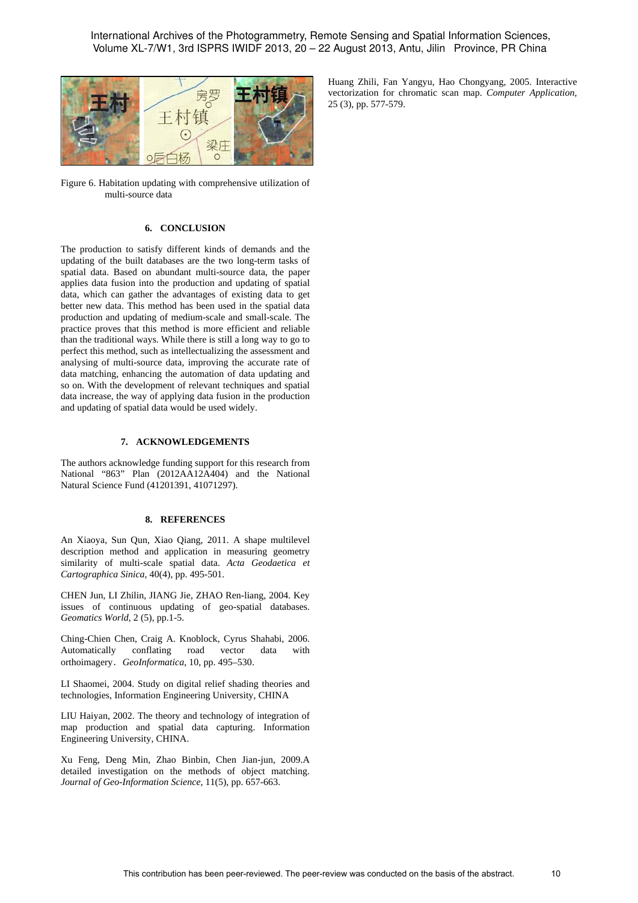Figure 6. Habitation updating with comprehensive utilization of multi-source data

## 6. CONCLUSION

The production to satisfy different kinds of demands and the updating of the built databases are the two long-term tasks of spatial data. Based on abundant multi-source data, the paper applies data fusion into the production and updating of spatial data, which can gather the advantages of existing data to get better new data. This method has been used in the spatial data production and updating of medium-scale and small-scale. The practice proves that this method is more efficient and reliable than the traditional ways. While there is still a long way to go to perfect this method, such as intellectualizing the assessment and analysing of multi-source data, improving the accurate rate of data matching, enhancing the automation of data updating and so on. With the development of relevant techniques and spatial data increase, the way of applying data fusion in the production and updating of spatial data would be used widely.

## 7. ACKNOWLEDGEMENTS

The authors acknowledge funding support for this research from National "863" Plan (2012AA12A404) and the National Natural Science Fund (41201391, 41071297).

## 8. REFERENCES

An Xiaoya, Sun Qun, Xiao Qiang, 2011. A shape multilevel description method and application in measuring geometry similarity of multi-scale spatial data. *Acta Geodaetica et Cartographica Sinica*, 40(4), pp. 495-501.

CHEN Jun, LI Zhilin, JIANG Jie, ZHAO Ren-liang, 2004. Key issues of continuous updating of geo-spatial databases. *Geomatics World*, 2 (5), pp.1-5.

Ching-Chien Chen, Craig A. Knoblock, Cyrus Shahabi, 2006. Automatically conflating road vector data with orthoimagery. *GeoInformatica*, 10, pp. 495–530.

LI Shaomei, 2004. Study on digital relief shading theories and technologies, Information Engineering University, CHINA

LIU Haiyan, 2002. The theory and technology of integration of map production and spatial data capturing. Information Engineering University, CHINA.

Xu Feng, Deng Min, Zhao Binbin, Chen Jian-jun, 2009.A detailed investigation on the methods of object matching. *Journal of Geo-Information Science*, 11(5), pp. 657-663.

Huang Zhili, Fan Yangyu, Hao Chongyang, 2005. Interactive vectorization for chromatic scan map. *Computer Application*, 25 (3), pp. 577-579.